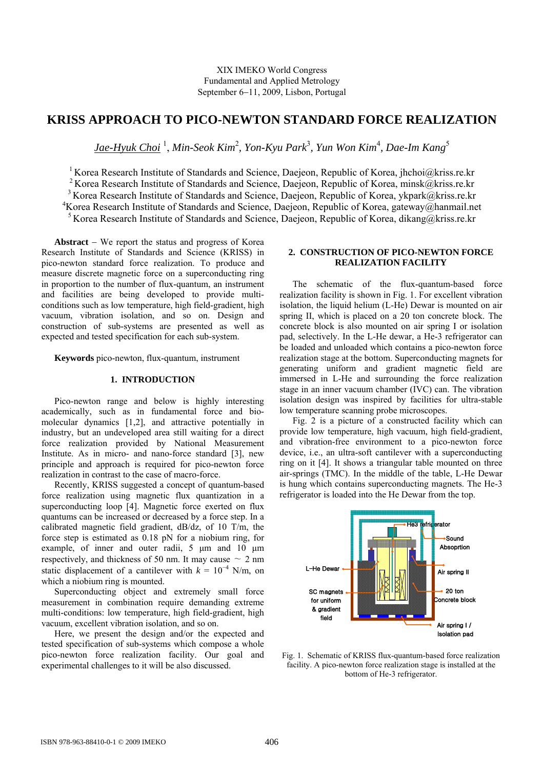XIX IMEKO World Congress
Fundamental and Applied Metrology
September 6–11, 2009, Lisbon, Portugal

# KRISS APPROACH TO PICO-NEWTON STANDARD FORCE REALIZATION

*Jae-Hyuk Choi* [1], *Min-Seok Kim*[2], *Yon-Kyu Park*[3], *Yun Won Kim*[4], *Dae-Im Kang*[5]

[1] Korea Research Institute of Standards and Science, Daejeon, Republic of Korea, jhchoi@kriss.re.kr
[2] Korea Research Institute of Standards and Science, Daejeon, Republic of Korea, minsk@kriss.re.kr
[3] Korea Research Institute of Standards and Science, Daejeon, Republic of Korea, ykpark@kriss.re.kr
[4] Korea Research Institute of Standards and Science, Daejeon, Republic of Korea, gateway@hanmail.net
[5] Korea Research Institute of Standards and Science, Daejeon, Republic of Korea, dikang@kriss.re.kr

**Abstract** − We report the status and progress of Korea Research Institute of Standards and Science (KRISS) in pico-newton standard force realization. To produce and measure discrete magnetic force on a superconducting ring in proportion to the number of flux-quantum, an instrument and facilities are being developed to provide multi-conditions such as low temperature, high field-gradient, high vacuum, vibration isolation, and so on. Design and construction of sub-systems are presented as well as expected and tested specification for each sub-system.

**Keywords** pico-newton, flux-quantum, instrument

## 1. INTRODUCTION

Pico-newton range and below is highly interesting academically, such as in fundamental force and bio-molecular dynamics [1,2], and attractive potentially in industry, but an undeveloped area still waiting for a direct force realization provided by National Measurement Institute. As in micro- and nano-force standard [3], new principle and approach is required for pico-newton force realization in contrast to the case of macro-force.

Recently, KRISS suggested a concept of quantum-based force realization using magnetic flux quantization in a superconducting loop [4]. Magnetic force exerted on flux quantums can be increased or decreased by a force step. In a calibrated magnetic field gradient, dB/dz, of 10 T/m, the force step is estimated as 0.18 pN for a niobium ring, for example, of inner and outer radii, 5 μm and 10 μm respectively, and thickness of 50 nm. It may cause ~ 2 nm static displacement of a cantilever with $k = 10^{-4}$ N/m, on which a niobium ring is mounted.

Superconducting object and extremely small force measurement in combination require demanding extreme multi-conditions: low temperature, high field-gradient, high vacuum, excellent vibration isolation, and so on.

Here, we present the design and/or the expected and tested specification of sub-systems which compose a whole pico-newton force realization facility. Our goal and experimental challenges to it will be also discussed.

## 2. CONSTRUCTION OF PICO-NEWTON FORCE REALIZATION FACILITY

The schematic of the flux-quantum-based force realization facility is shown in Fig. 1. For excellent vibration isolation, the liquid helium (L-He) Dewar is mounted on air spring II, which is placed on a 20 ton concrete block. The concrete block is also mounted on air spring I or isolation pad, selectively. In the L-He dewar, a He-3 refrigerator can be loaded and unloaded which contains a pico-newton force realization stage at the bottom. Superconducting magnets for generating uniform and gradient magnetic field are immersed in L-He and surrounding the force realization stage in an inner vacuum chamber (IVC) can. The vibration isolation design was inspired by facilities for ultra-stable low temperature scanning probe microscopes.

Fig. 2 is a picture of a constructed facility which can provide low temperature, high vacuum, high field-gradient, and vibration-free environment to a pico-newton force device, i.e., an ultra-soft cantilever with a superconducting ring on it [4]. It shows a triangular table mounted on three air-springs (TMC). In the middle of the table, L-He Dewar is hung which contains superconducting magnets. The He-3 refrigerator is loaded into the He Dewar from the top.

He3 refrigerator
Sound Absorption
L-He Dewar
Air spring II
SC magnets for uniform & gradient field
20 ton Concrete block
Air spring I / Isolation pad

Fig. 1. Schematic of KRISS flux-quantum-based force realization facility. A pico-newton force realization stage is installed at the bottom of He-3 refrigerator.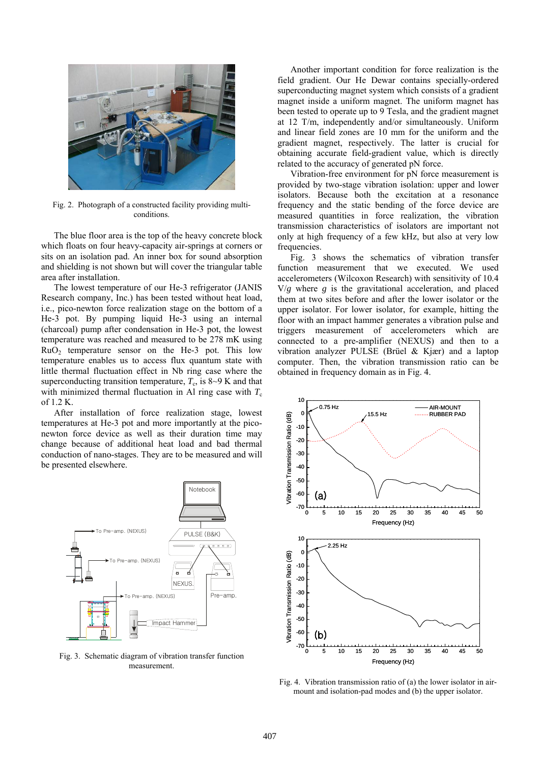Fig. 2. Photograph of a constructed facility providing multi-conditions.

The blue floor area is the top of the heavy concrete block which floats on four heavy-capacity air-springs at corners or sits on an isolation pad. An inner box for sound absorption and shielding is not shown but will cover the triangular table area after installation.

The lowest temperature of our He-3 refrigerator (JANIS Research company, Inc.) has been tested without heat load, i.e., pico-newton force realization stage on the bottom of a He-3 pot. By pumping liquid He-3 using an internal (charcoal) pump after condensation in He-3 pot, the lowest temperature was reached and measured to be 278 mK using $RuO_2$ temperature sensor on the He-3 pot. This low temperature enables us to access flux quantum state with little thermal fluctuation effect in Nb ring case where the superconducting transition temperature, $T_c$, is 8~9 K and that with minimized thermal fluctuation in Al ring case with $T_c$ of 1.2 K.

After installation of force realization stage, lowest temperatures at He-3 pot and more importantly at the pico-newton force device as well as their duration time may change because of additional heat load and bad thermal conduction of nano-stages. They are to be measured and will be presented elsewhere.

Fig. 3. Schematic diagram of vibration transfer function measurement.

Another important condition for force realization is the field gradient. Our He Dewar contains specially-ordered superconducting magnet system which consists of a gradient magnet inside a uniform magnet. The uniform magnet has been tested to operate up to 9 Tesla, and the gradient magnet at 12 T/m, independently and/or simultaneously. Uniform and linear field zones are 10 mm for the uniform and the gradient magnet, respectively. The latter is crucial for obtaining accurate field-gradient value, which is directly related to the accuracy of generated pN force.

Vibration-free environment for pN force measurement is provided by two-stage vibration isolation: upper and lower isolators. Because both the excitation at a resonance frequency and the static bending of the force device are measured quantities in force realization, the vibration transmission characteristics of isolators are important not only at high frequency of a few kHz, but also at very low frequencies.

Fig. 3 shows the schematics of vibration transfer function measurement that we executed. We used accelerometers (Wilcoxon Research) with sensitivity of 10.4 V/$g$ where $g$ is the gravitational acceleration, and placed them at two sites before and after the lower isolator or the upper isolator. For lower isolator, for example, hitting the floor with an impact hammer generates a vibration pulse and triggers measurement of accelerometers which are connected to a pre-amplifier (NEXUS) and then to a vibration analyzer PULSE (Brüel & Kjær) and a laptop computer. Then, the vibration transmission ratio can be obtained in frequency domain as in Fig. 4.

Fig. 4. Vibration transmission ratio of (a) the lower isolator in air-mount and isolation-pad modes and (b) the upper isolator.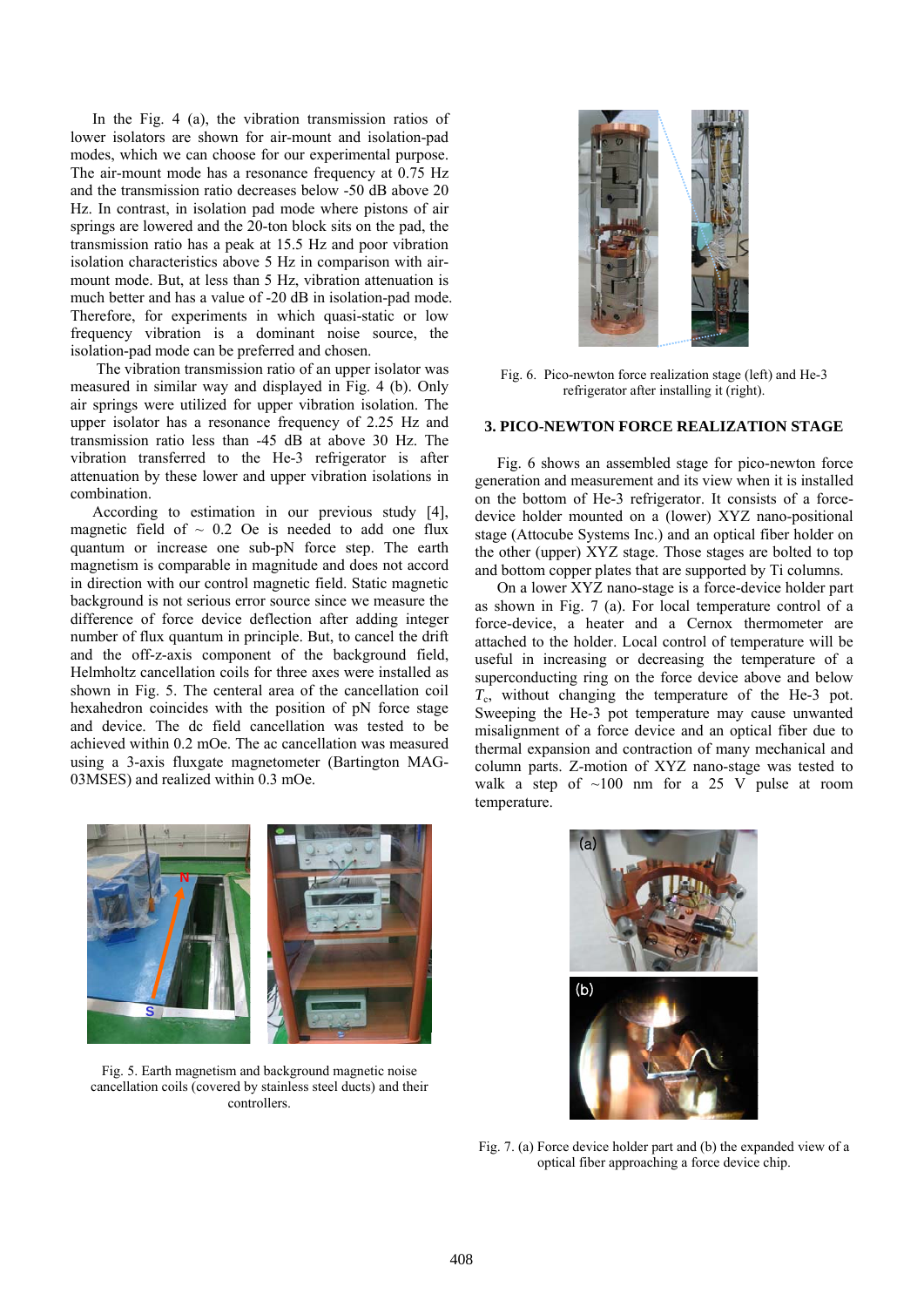In the Fig. 4 (a), the vibration transmission ratios of lower isolators are shown for air-mount and isolation-pad modes, which we can choose for our experimental purpose. The air-mount mode has a resonance frequency at 0.75 Hz and the transmission ratio decreases below -50 dB above 20 Hz. In contrast, in isolation pad mode where pistons of air springs are lowered and the 20-ton block sits on the pad, the transmission ratio has a peak at 15.5 Hz and poor vibration isolation characteristics above 5 Hz in comparison with air-mount mode. But, at less than 5 Hz, vibration attenuation is much better and has a value of -20 dB in isolation-pad mode. Therefore, for experiments in which quasi-static or low frequency vibration is a dominant noise source, the isolation-pad mode can be preferred and chosen.

The vibration transmission ratio of an upper isolator was measured in similar way and displayed in Fig. 4 (b). Only air springs were utilized for upper vibration isolation. The upper isolator has a resonance frequency of 2.25 Hz and transmission ratio less than -45 dB at above 30 Hz. The vibration transferred to the He-3 refrigerator is after attenuation by these lower and upper vibration isolations in combination.

According to estimation in our previous study [4], magnetic field of ~ 0.2 Oe is needed to add one flux quantum or increase one sub-pN force step. The earth magnetism is comparable in magnitude and does not accord in direction with our control magnetic field. Static magnetic background is not serious error source since we measure the difference of force device deflection after adding integer number of flux quantum in principle. But, to cancel the drift and the off-z-axis component of the background field, Helmholtz cancellation coils for three axes were installed as shown in Fig. 5. The centeral area of the cancellation coil hexahedron coincides with the position of pN force stage and device. The dc field cancellation was tested to be achieved within 0.2 mOe. The ac cancellation was measured using a 3-axis fluxgate magnetometer (Bartington MAG-03MSES) and realized within 0.3 mOe.

Fig. 5. Earth magnetism and background magnetic noise cancellation coils (covered by stainless steel ducts) and their controllers.

Fig. 6. Pico-newton force realization stage (left) and He-3 refrigerator after installing it (right).

## 3. PICO-NEWTON FORCE REALIZATION STAGE

Fig. 6 shows an assembled stage for pico-newton force generation and measurement and its view when it is installed on the bottom of He-3 refrigerator. It consists of a force-device holder mounted on a (lower) XYZ nano-positional stage (Attocube Systems Inc.) and an optical fiber holder on the other (upper) XYZ stage. Those stages are bolted to top and bottom copper plates that are supported by Ti columns.

On a lower XYZ nano-stage is a force-device holder part as shown in Fig. 7 (a). For local temperature control of a force-device, a heater and a Cernox thermometer are attached to the holder. Local control of temperature will be useful in increasing or decreasing the temperature of a superconducting ring on the force device above and below $T_c$, without changing the temperature of the He-3 pot. Sweeping the He-3 pot temperature may cause unwanted misalignment of a force device and an optical fiber due to thermal expansion and contraction of many mechanical and column parts. Z-motion of XYZ nano-stage was tested to walk a step of ~100 nm for a 25 V pulse at room temperature.

Fig. 7. (a) Force device holder part and (b) the expanded view of a optical fiber approaching a force device chip.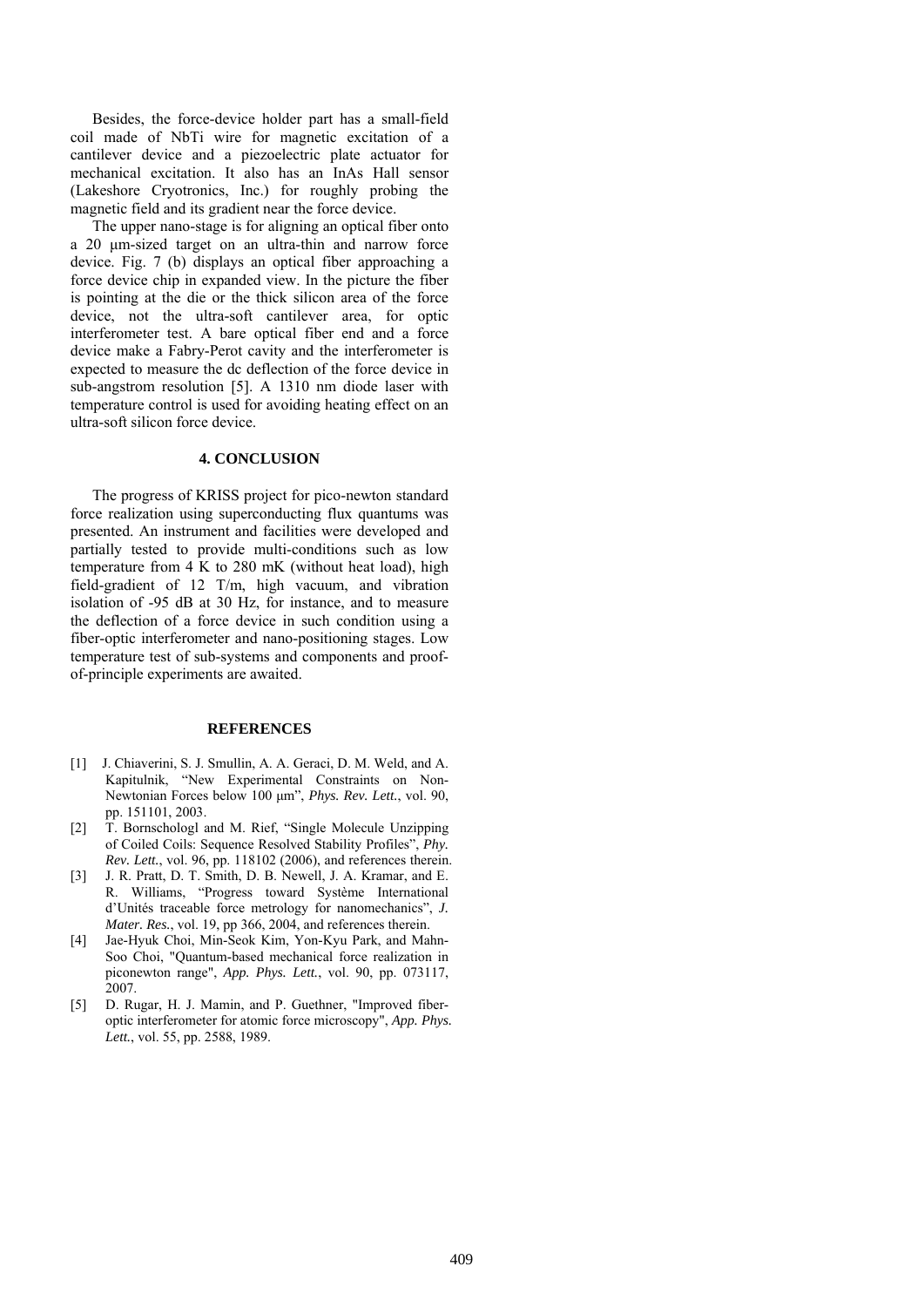Besides, the force-device holder part has a small-field coil made of NbTi wire for magnetic excitation of a cantilever device and a piezoelectric plate actuator for mechanical excitation. It also has an InAs Hall sensor (Lakeshore Cryotronics, Inc.) for roughly probing the magnetic field and its gradient near the force device.

The upper nano-stage is for aligning an optical fiber onto a 20 μm-sized target on an ultra-thin and narrow force device. Fig. 7 (b) displays an optical fiber approaching a force device chip in expanded view. In the picture the fiber is pointing at the die or the thick silicon area of the force device, not the ultra-soft cantilever area, for optic interferometer test. A bare optical fiber end and a force device make a Fabry-Perot cavity and the interferometer is expected to measure the dc deflection of the force device in sub-angstrom resolution [5]. A 1310 nm diode laser with temperature control is used for avoiding heating effect on an ultra-soft silicon force device.

## 4. CONCLUSION

The progress of KRISS project for pico-newton standard force realization using superconducting flux quantums was presented. An instrument and facilities were developed and partially tested to provide multi-conditions such as low temperature from 4 K to 280 mK (without heat load), high field-gradient of 12 T/m, high vacuum, and vibration isolation of -95 dB at 30 Hz, for instance, and to measure the deflection of a force device in such condition using a fiber-optic interferometer and nano-positioning stages. Low temperature test of sub-systems and components and proof-of-principle experiments are awaited.

## REFERENCES

[1] J. Chiaverini, S. J. Smullin, A. A. Geraci, D. M. Weld, and A. Kapitulnik, "New Experimental Constraints on Non-Newtonian Forces below 100 μm", *Phys. Rev. Lett.*, vol. 90, pp. 151101, 2003.

[2] T. Bornschologl and M. Rief, "Single Molecule Unzipping of Coiled Coils: Sequence Resolved Stability Profiles", *Phy. Rev. Lett.*, vol. 96, pp. 118102 (2006), and references therein.

[3] J. R. Pratt, D. T. Smith, D. B. Newell, J. A. Kramar, and E. R. Williams, "Progress toward Système International d'Unités traceable force metrology for nanomechanics", *J. Mater. Res.*, vol. 19, pp 366, 2004, and references therein.

[4] Jae-Hyuk Choi, Min-Seok Kim, Yon-Kyu Park, and Mahn-Soo Choi, "Quantum-based mechanical force realization in piconewton range", *App. Phys. Lett.*, vol. 90, pp. 073117, 2007.

[5] D. Rugar, H. J. Mamin, and P. Guethner, "Improved fiber-optic interferometer for atomic force microscopy", *App. Phys. Lett.*, vol. 55, pp. 2588, 1989.